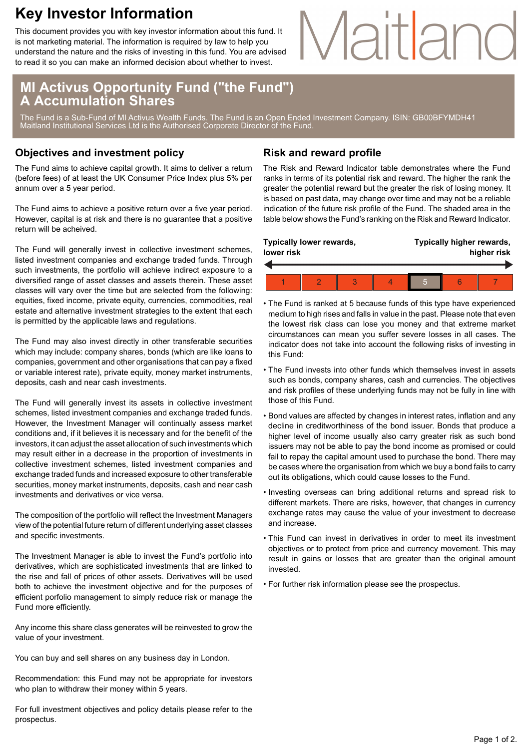# Key Investor Information

This document provides you with key investor information about this fund. It is not marketing material. The information is required by law to help you understand the nature and the risks of investing in this fund. You are advised to read it so you can make an informed decision about whether to invest.

Maitland

## MI Activus Opportunity Fund ("the Fund") A Accumulation Shares

The Fund is a Sub-Fund of MI Activus Wealth Funds. The Fund is an Open Ended Investment Company. ISIN: GB00BFYMDH41
Maitland Institutional Services Ltd is the Authorised Corporate Director of the Fund.

## Objectives and investment policy

The Fund aims to achieve capital growth. It aims to deliver a return (before fees) of at least the UK Consumer Price Index plus 5% per annum over a 5 year period.

The Fund aims to achieve a positive return over a five year period. However, capital is at risk and there is no guarantee that a positive return will be acheived.

The Fund will generally invest in collective investment schemes, listed investment companies and exchange traded funds. Through such investments, the portfolio will achieve indirect exposure to a diversified range of asset classes and assets therein. These asset classes will vary over the time but are selected from the following: equities, fixed income, private equity, currencies, commodities, real estate and alternative investment strategies to the extent that each is permitted by the applicable laws and regulations.

The Fund may also invest directly in other transferable securities which may include: company shares, bonds (which are like loans to companies, government and other organisations that can pay a fixed or variable interest rate), private equity, money market instruments, deposits, cash and near cash investments.

The Fund will generally invest its assets in collective investment schemes, listed investment companies and exchange traded funds. However, the Investment Manager will continually assess market conditions and, if it believes it is necessary and for the benefit of the investors, it can adjust the asset allocation of such investments which may result either in a decrease in the proportion of investments in collective investment schemes, listed investment companies and exchange traded funds and increased exposure to other transferable securities, money market instruments, deposits, cash and near cash investments and derivatives or vice versa.

The composition of the portfolio will reflect the Investment Managers view of the potential future return of different underlying asset classes and specific investments.

The Investment Manager is able to invest the Fund's portfolio into derivatives, which are sophisticated investments that are linked to the rise and fall of prices of other assets. Derivatives will be used both to achieve the investment objective and for the purposes of efficient porfolio management to simply reduce risk or manage the Fund more efficiently.

Any income this share class generates will be reinvested to grow the value of your investment.

You can buy and sell shares on any business day in London.

Recommendation: this Fund may not be appropriate for investors who plan to withdraw their money within 5 years.

For full investment objectives and policy details please refer to the prospectus.

## Risk and reward profile

The Risk and Reward Indicator table demonstrates where the Fund ranks in terms of its potential risk and reward. The higher the rank the greater the potential reward but the greater the risk of losing money. It is based on past data, may change over time and may not be a reliable indication of the future risk profile of the Fund. The shaded area in the table below shows the Fund's ranking on the Risk and Reward Indicator.

**Typically lower rewards, lower risk** ← → **Typically higher rewards, higher risk**

| 1 | 2 | 3 | 4 | **5** | 6 | 7 |
|---|---|---|---|---|---|---|

- The Fund is ranked at 5 because funds of this type have experienced medium to high rises and falls in value in the past. Please note that even the lowest risk class can lose you money and that extreme market circumstances can mean you suffer severe losses in all cases. The indicator does not take into account the following risks of investing in this Fund:
- The Fund invests into other funds which themselves invest in assets such as bonds, company shares, cash and currencies. The objectives and risk profiles of these underlying funds may not be fully in line with those of this Fund.
- Bond values are affected by changes in interest rates, inflation and any decline in creditworthiness of the bond issuer. Bonds that produce a higher level of income usually also carry greater risk as such bond issuers may not be able to pay the bond income as promised or could fail to repay the capital amount used to purchase the bond. There may be cases where the organisation from which we buy a bond fails to carry out its obligations, which could cause losses to the Fund.
- Investing overseas can bring additional returns and spread risk to different markets. There are risks, however, that changes in currency exchange rates may cause the value of your investment to decrease and increase.
- This Fund can invest in derivatives in order to meet its investment objectives or to protect from price and currency movement. This may result in gains or losses that are greater than the original amount invested.
- For further risk information please see the prospectus.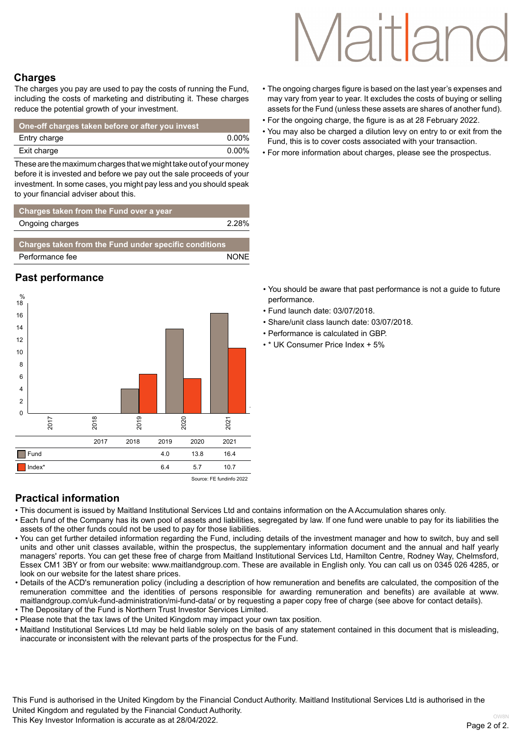## Charges

The charges you pay are used to pay the costs of running the Fund, including the costs of marketing and distributing it. These charges reduce the potential growth of your investment.

| One-off charges taken before or after you invest | |
|---|---|
| Entry charge | 0.00% |
| Exit charge | 0.00% |

These are the maximum charges that we might take out of your money before it is invested and before we pay out the sale proceeds of your investment. In some cases, you might pay less and you should speak to your financial adviser about this.

| Charges taken from the Fund over a year | |
|---|---|
| Ongoing charges | 2.28% |

| Charges taken from the Fund under specific conditions | |
|---|---|
| Performance fee | NONE |

- The ongoing charges figure is based on the last year's expenses and may vary from year to year. It excludes the costs of buying or selling assets for the Fund (unless these assets are shares of another fund).
- For the ongoing charge, the figure is as at 28 February 2022.
- You may also be charged a dilution levy on entry to or exit from the Fund, this is to cover costs associated with your transaction.
- For more information about charges, please see the prospectus.

## Past performance

%
18
16
14
12
10
8
6
4
2
0
2017 2018 2019 2020 2021

| | 2017 | 2018 | 2019 | 2020 | 2021 |
|---|---|---|---|---|---|
| Fund | | | 4.0 | 13.8 | 16.4 |
| Index* | | | 6.4 | 5.7 | 10.7 |

Source: FE fundinfo 2022

- You should be aware that past performance is not a guide to future performance.
- Fund launch date: 03/07/2018.
- Share/unit class launch date: 03/07/2018.
- Performance is calculated in GBP.
- * UK Consumer Price Index + 5%

## Practical information

- This document is issued by Maitland Institutional Services Ltd and contains information on the A Accumulation shares only.
- Each fund of the Company has its own pool of assets and liabilities, segregated by law. If one fund were unable to pay for its liabilities the assets of the other funds could not be used to pay for those liabilities.
- You can get further detailed information regarding the Fund, including details of the investment manager and how to switch, buy and sell units and other unit classes available, within the prospectus, the supplementary information document and the annual and half yearly managers' reports. You can get these free of charge from Maitland Institutional Services Ltd, Hamilton Centre, Rodney Way, Chelmsford, Essex CM1 3BY or from our website: www.maitlandgroup.com. These are available in English only. You can call us on 0345 026 4285, or look on our website for the latest share prices.
- Details of the ACD's remuneration policy (including a description of how remuneration and benefits are calculated, the composition of the remuneration committee and the identities of persons responsible for awarding remuneration and benefits) are available at www.maitlandgroup.com/uk-fund-administration/mi-fund-data/ or by requesting a paper copy free of charge (see above for contact details).
- The Depositary of the Fund is Northern Trust Investor Services Limited.
- Please note that the tax laws of the United Kingdom may impact your own tax position.
- Maitland Institutional Services Ltd may be held liable solely on the basis of any statement contained in this document that is misleading, inaccurate or inconsistent with the relevant parts of the prospectus for the Fund.

This Fund is authorised in the United Kingdom by the Financial Conduct Authority. Maitland Institutional Services Ltd is authorised in the United Kingdom and regulated by the Financial Conduct Authority.
This Key Investor Information is accurate as at 28/04/2022.